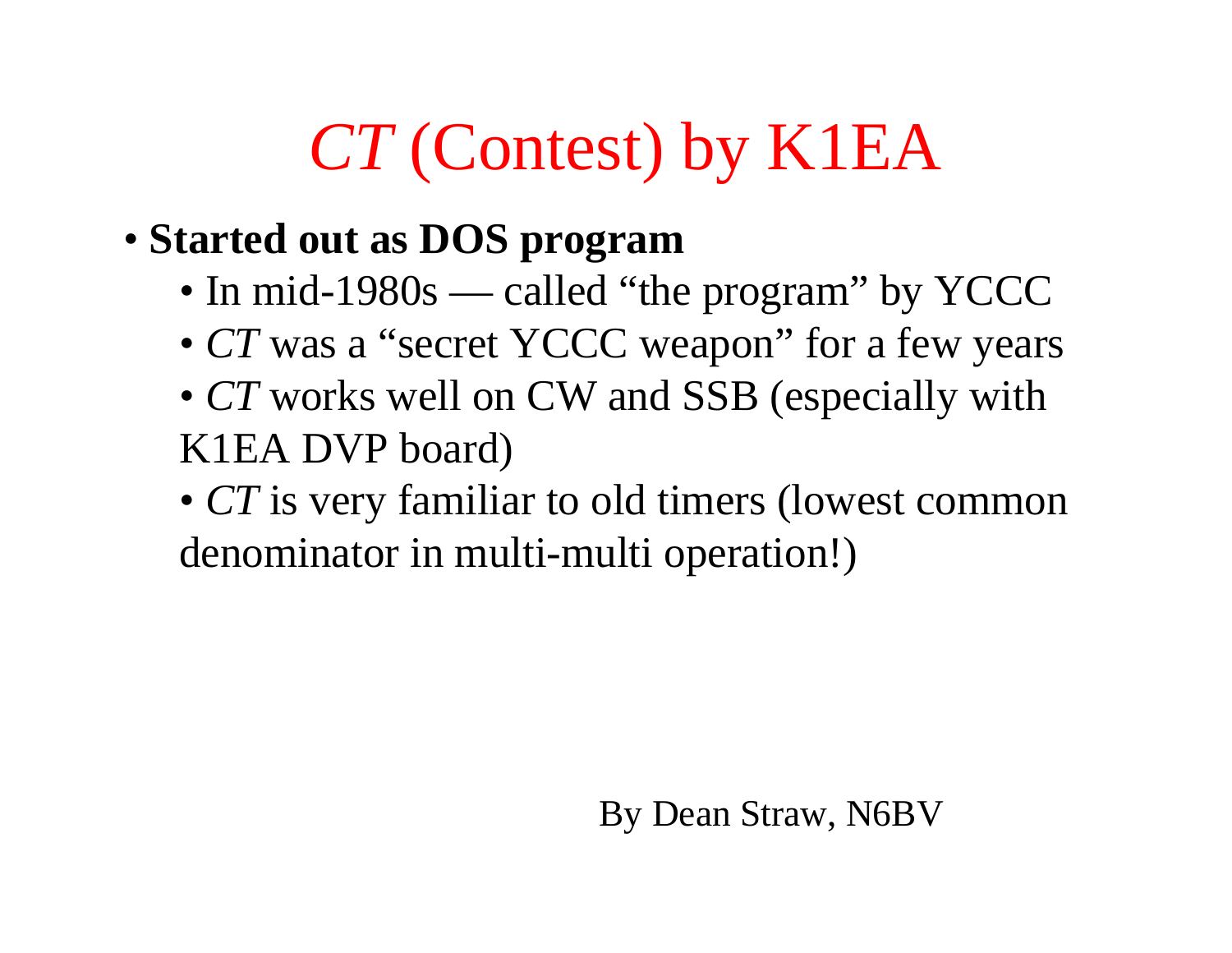# *CT* (Contest) by K1EA

- **Started out as DOS program**
  - In mid-1980s — called "the program" by YCCC
  - *CT* was a "secret YCCC weapon" for a few years
  - *CT* works well on CW and SSB (especially with K1EA DVP board)
  - *CT* is very familiar to old timers (lowest common denominator in multi-multi operation!)

By Dean Straw, N6BV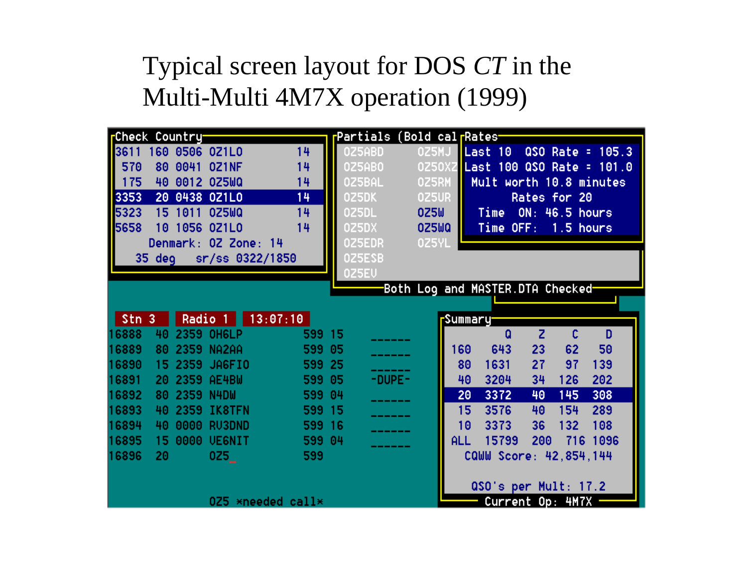# Typical screen layout for DOS *CT* in the Multi-Multi 4M7X operation (1999)

```
Check Country
3611 160 0506 OZ1LO        14
 570  80 0041 OZ1NF        14
 175  40 0012 OZ5WQ        14
3353  20 0438 OZ1LO        14
5323  15 1011 OZ5WQ        14
5658  10 1056 OZ1LO        14
    Denmark: OZ Zone: 14
  35 deg   sr/ss 0322/1850
```

```
Partials (Bold cal
OZ5ABD      OZ5MJ
OZ5ABO      OZ5OXZ
OZ5BAL      OZ5RM
OZ5DK       OZ5UR
OZ5DL       OZ5W
OZ5DX       OZ5WQ
OZ5EDR      OZ5YL
OZ5ESB
OZ5EV
Both Log and MASTER.DTA Checked
```

```
Rates
Last 10  QSO Rate = 105.3
Last 100 QSO Rate = 101.0
 Mult worth 10.8 minutes
       Rates for 20
  Time  ON: 46.5 hours
  Time OFF:  1.5 hours
```

```
Stn 3   Radio 1   13:07:10
16888  40 2359 OH6LP        599 15    ______
16889  80 2359 NA2AA        599 05    ______
16890  15 2359 JA6FIO       599 25    ______
16891  20 2359 AE4BW        599 05    -DUPE-
16892  80 2359 N4DW         599 04    ______
16893  40 2359 IK8TFN       599 15    ______
16894  40 0000 RV3DND       599 16    ______
16895  15 0000 VE6NIT       599 04    ______
16896  20      OZ5_         599

               OZ5 *needed call*
```

Summary

|  | Q | Z | C | D |
|---|---|---|---|---|
| 160 | 643 | 23 | 62 | 50 |
| 80 | 1631 | 27 | 97 | 139 |
| 40 | 3204 | 34 | 126 | 202 |
| 20 | 3372 | 40 | 145 | 308 |
| 15 | 3576 | 40 | 154 | 289 |
| 10 | 3373 | 36 | 132 | 108 |
| ALL | 15799 | 200 | 716 | 1096 |

CQWW Score: 42,854,144

QSO's per Mult: 17.2

Current Op: 4M7X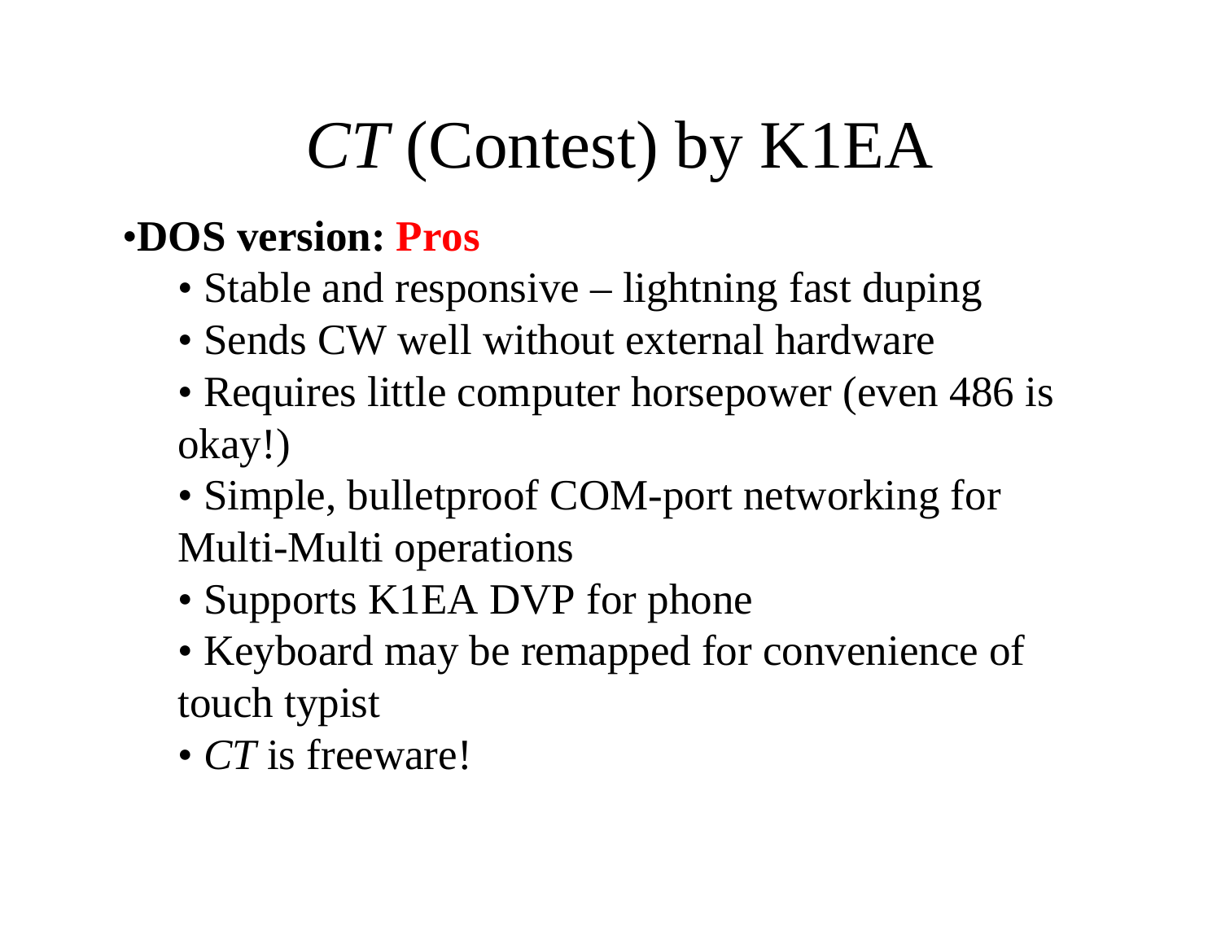# *CT* (Contest) by K1EA

- **DOS version: Pros**
  - Stable and responsive – lightning fast duping
  - Sends CW well without external hardware
  - Requires little computer horsepower (even 486 is okay!)
  - Simple, bulletproof COM-port networking for Multi-Multi operations
  - Supports K1EA DVP for phone
  - Keyboard may be remapped for convenience of touch typist
  - *CT* is freeware!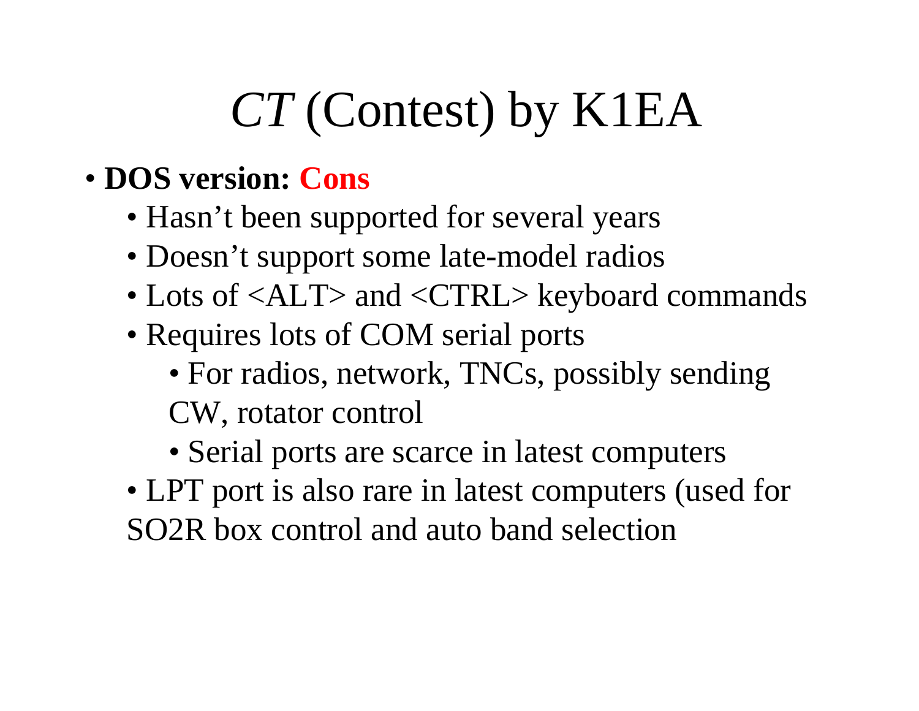# *CT* (Contest) by K1EA

- **DOS version: Cons**
  - Hasn't been supported for several years
  - Doesn't support some late-model radios
  - Lots of <ALT> and <CTRL> keyboard commands
  - Requires lots of COM serial ports
    - For radios, network, TNCs, possibly sending CW, rotator control
    - Serial ports are scarce in latest computers
  - LPT port is also rare in latest computers (used for SO2R box control and auto band selection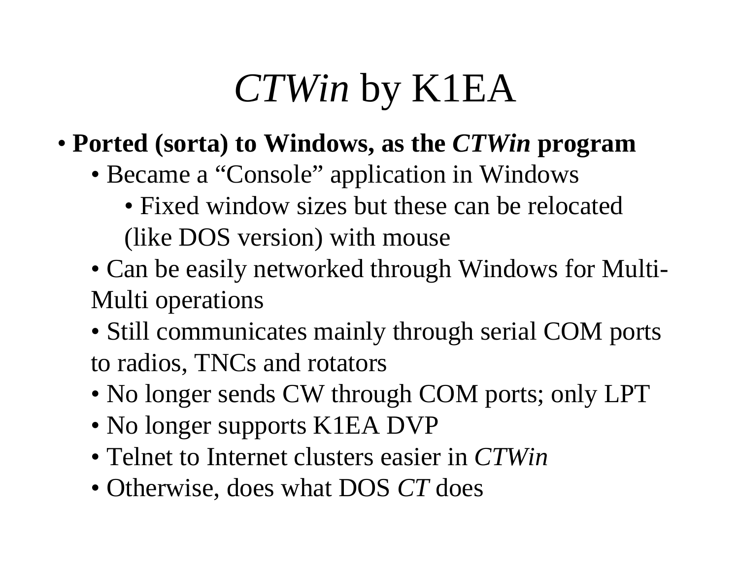# *CTWin* by K1EA

- **Ported (sorta) to Windows, as the *CTWin* program**
  - Became a “Console” application in Windows
    - Fixed window sizes but these can be relocated (like DOS version) with mouse
  - Can be easily networked through Windows for Multi-Multi operations
  - Still communicates mainly through serial COM ports to radios, TNCs and rotators
  - No longer sends CW through COM ports; only LPT
  - No longer supports K1EA DVP
  - Telnet to Internet clusters easier in *CTWin*
  - Otherwise, does what DOS *CT* does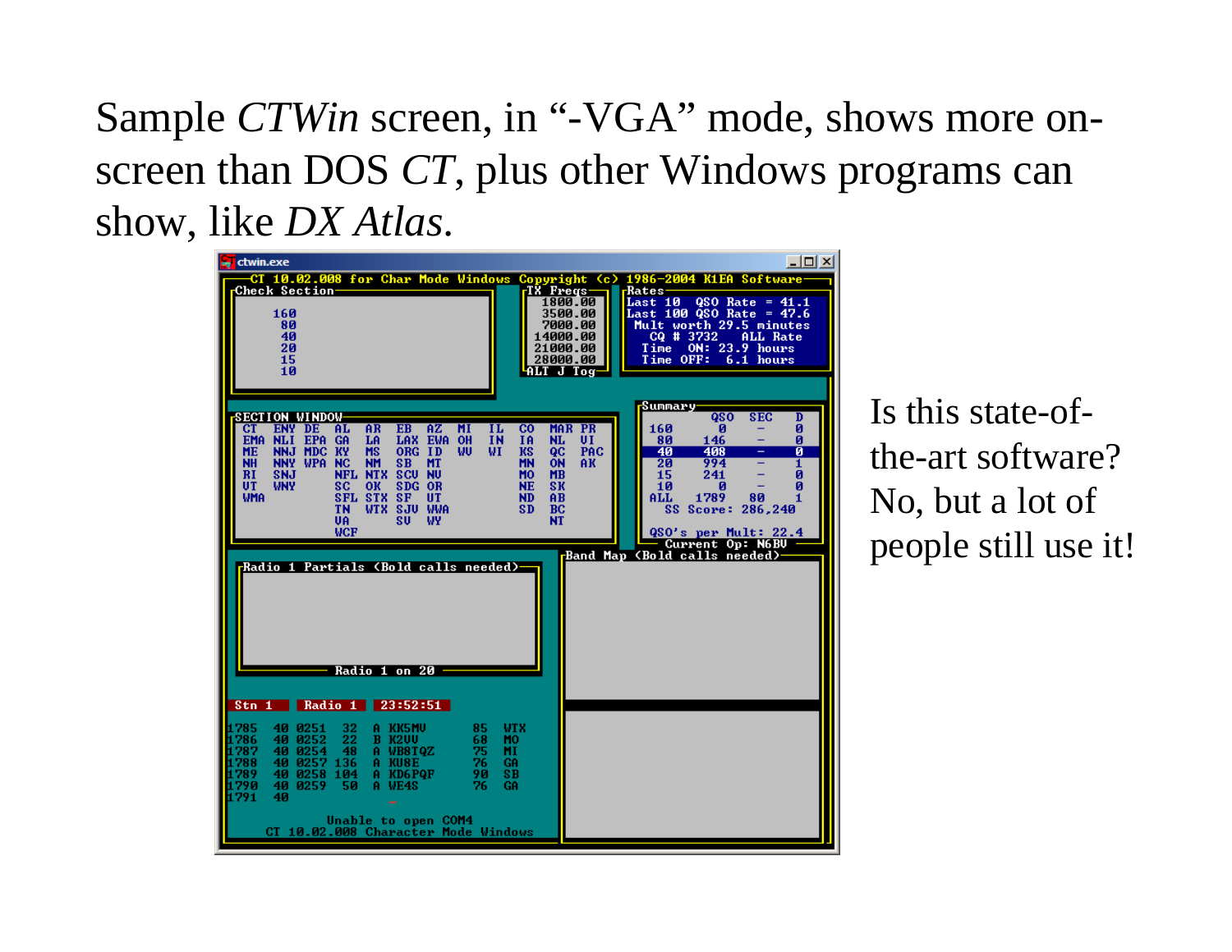Sample *CTWin* screen, in “-VGA” mode, shows more on-screen than DOS *CT*, plus other Windows programs can show, like *DX Atlas*.

Is this state-of-the-art software? No, but a lot of people still use it!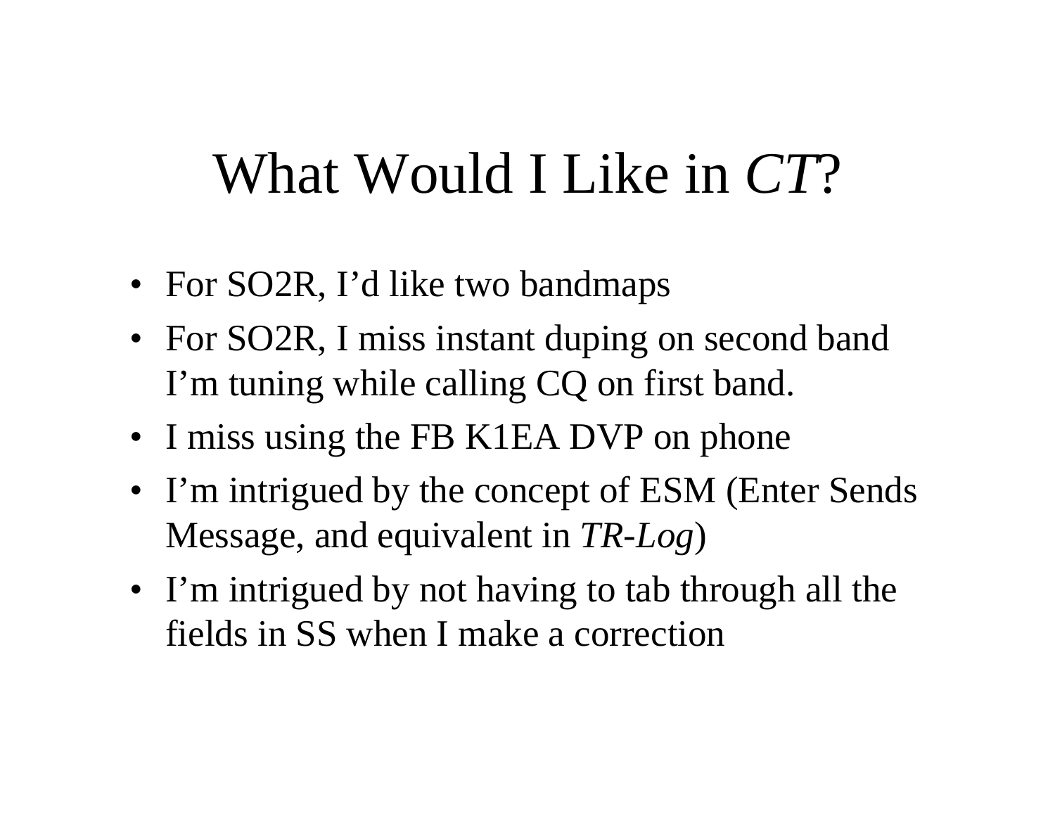# What Would I Like in *CT*?

- For SO2R, I'd like two bandmaps
- For SO2R, I miss instant duping on second band I'm tuning while calling CQ on first band.
- I miss using the FB K1EA DVP on phone
- I'm intrigued by the concept of ESM (Enter Sends Message, and equivalent in *TR-Log*)
- I'm intrigued by not having to tab through all the fields in SS when I make a correction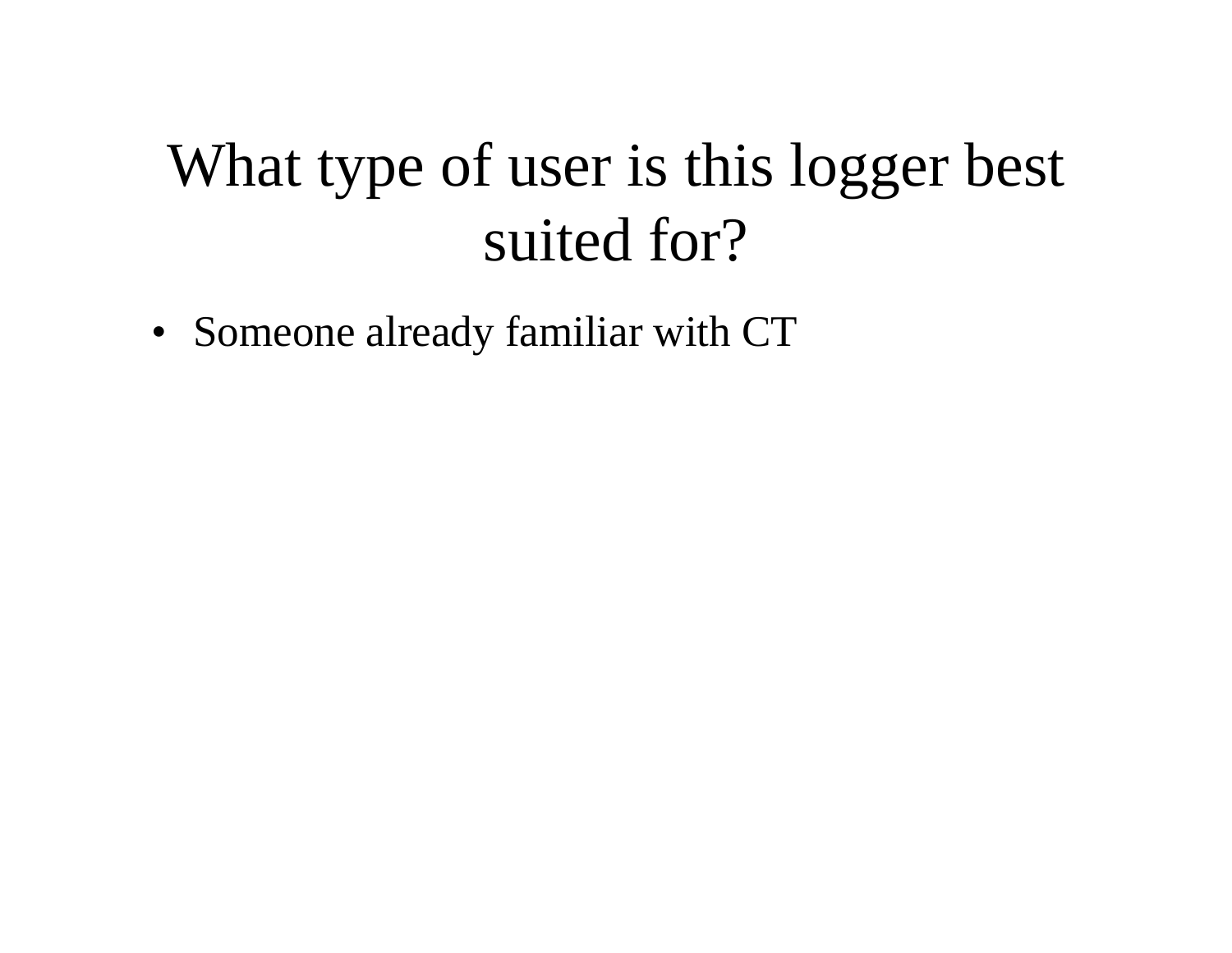# What type of user is this logger best suited for?

- Someone already familiar with CT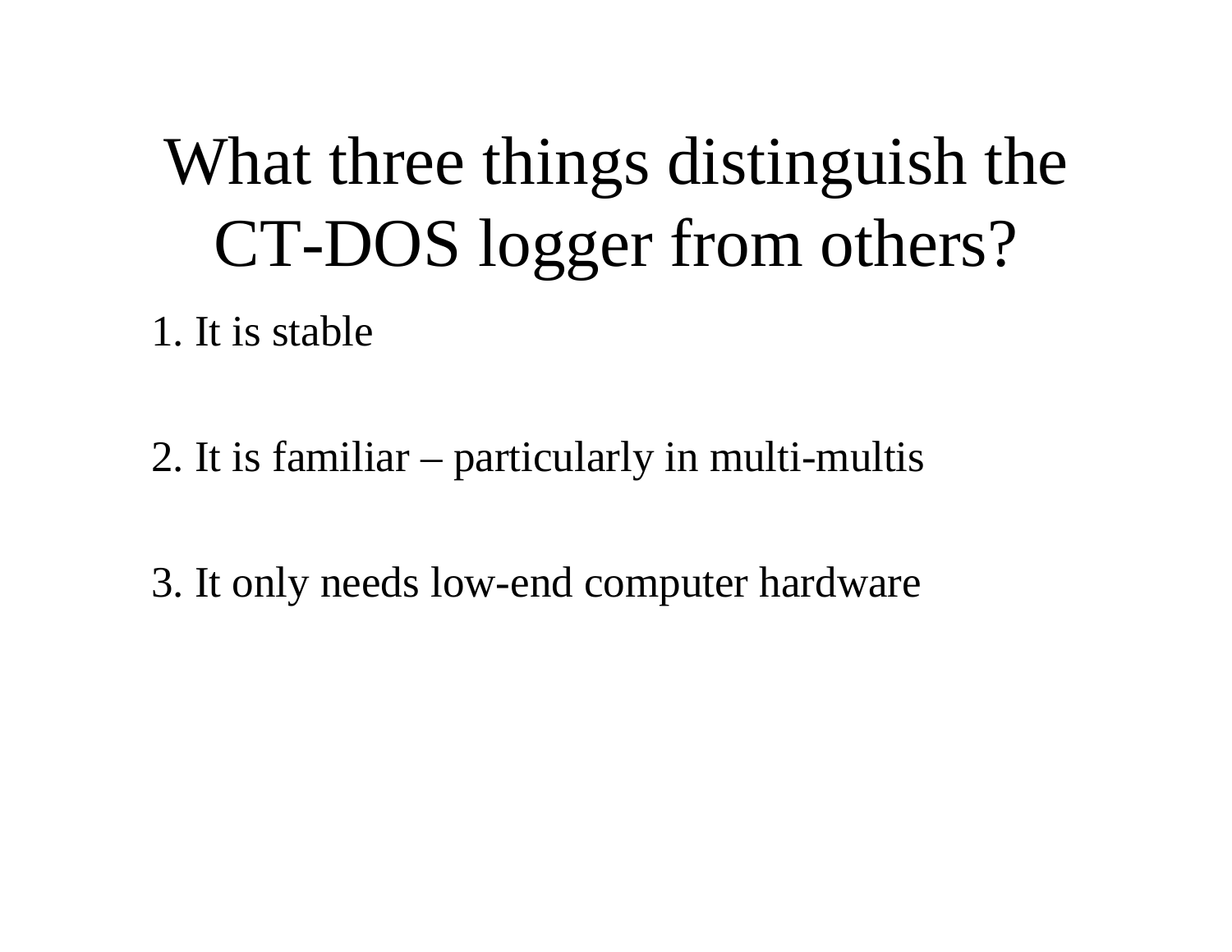# What three things distinguish the CT-DOS logger from others?

1. It is stable

2. It is familiar – particularly in multi-multis

3. It only needs low-end computer hardware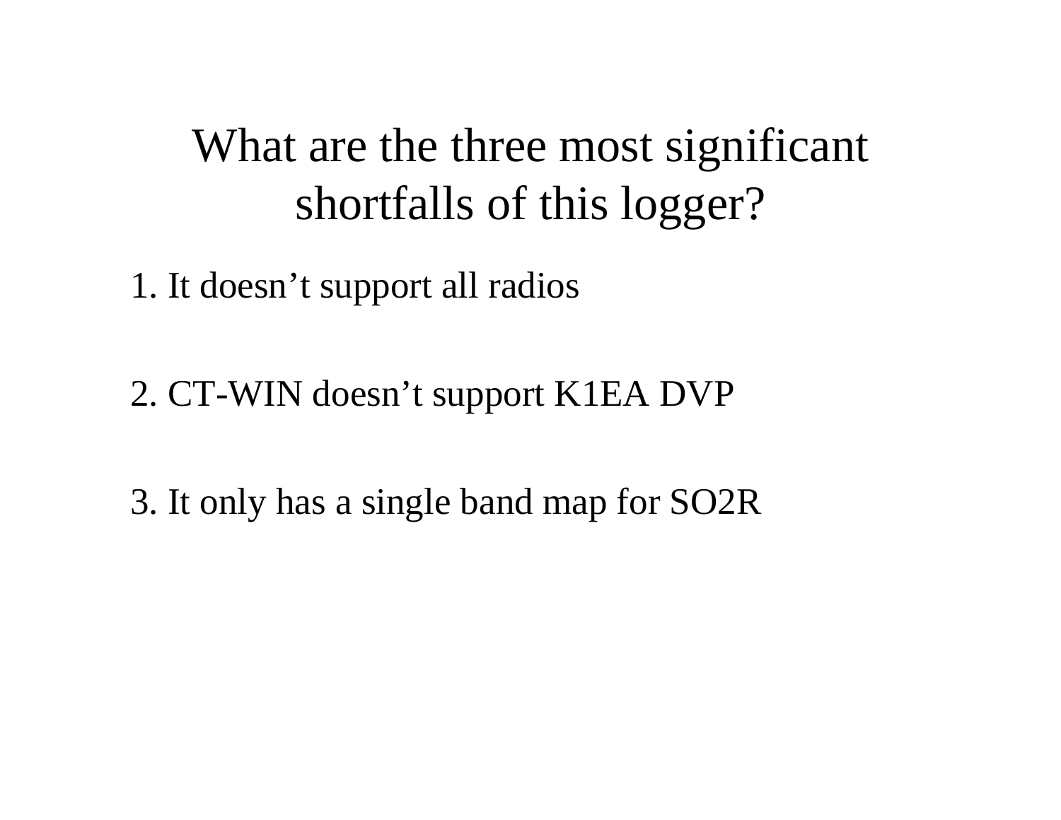# What are the three most significant shortfalls of this logger?

1. It doesn’t support all radios

2. CT-WIN doesn’t support K1EA DVP

3. It only has a single band map for SO2R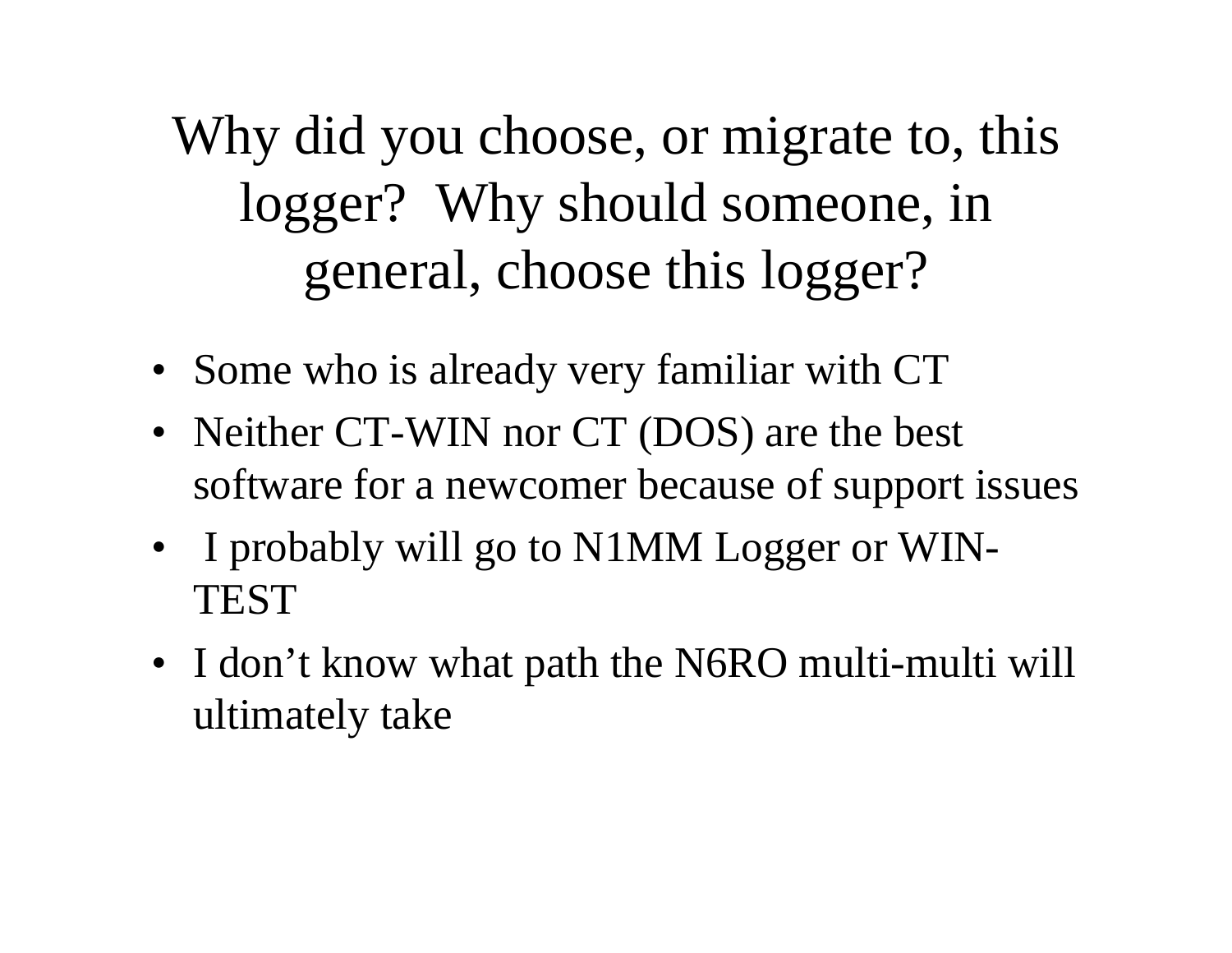# Why did you choose, or migrate to, this logger? Why should someone, in general, choose this logger?

- Some who is already very familiar with CT
- Neither CT-WIN nor CT (DOS) are the best software for a newcomer because of support issues
- I probably will go to N1MM Logger or WIN-TEST
- I don’t know what path the N6RO multi-multi will ultimately take